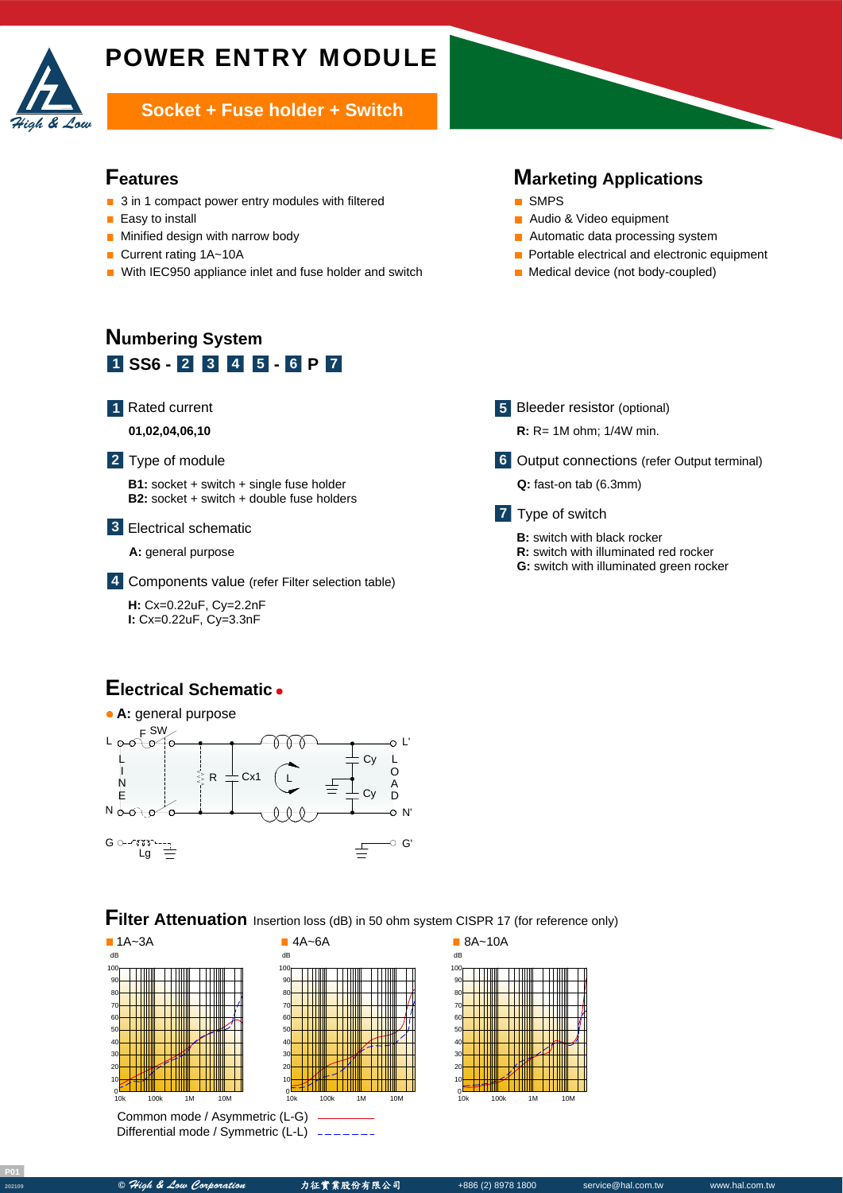# POWER ENTRY MODULE

**Socket + Fuse holder + Switch**

## Features

- 3 in 1 compact power entry modules with filtered
- Easy to install
- Minified design with narrow body
- Current rating 1A~10A
- With IEC950 appliance inlet and fuse holder and switch

## Marketing Applications

- SMPS
- Audio & Video equipment
- Automatic data processing system
- Portable electrical and electronic equipment
- Medical device (not body-coupled)

## Numbering System

**1 SS6 - 2 3 4 5 - 6 P 7**

**1** Rated current

**01,02,04,06,10**

**2** Type of module

**B1:** socket + switch + single fuse holder
**B2:** socket + switch + double fuse holders

**3** Electrical schematic

**A:** general purpose

**4** Components value (refer Filter selection table)

**H:** Cx=0.22uF, Cy=2.2nF
**I:** Cx=0.22uF, Cy=3.3nF

**5** Bleeder resistor (optional)

**R:** R= 1M ohm; 1/4W min.

**6** Output connections (refer Output terminal)

**Q:** fast-on tab (6.3mm)

**7** Type of switch

**B:** switch with black rocker
**R:** switch with illuminated red rocker
**G:** switch with illuminated green rocker

## Electrical Schematic

- **A:** general purpose

## Filter Attenuation

Insertion loss (dB) in 50 ohm system CISPR 17 (for reference only)

- 1A~3A
- 4A~6A
- 8A~10A

Common mode / Asymmetric (L-G)
Differential mode / Symmetric (L-L)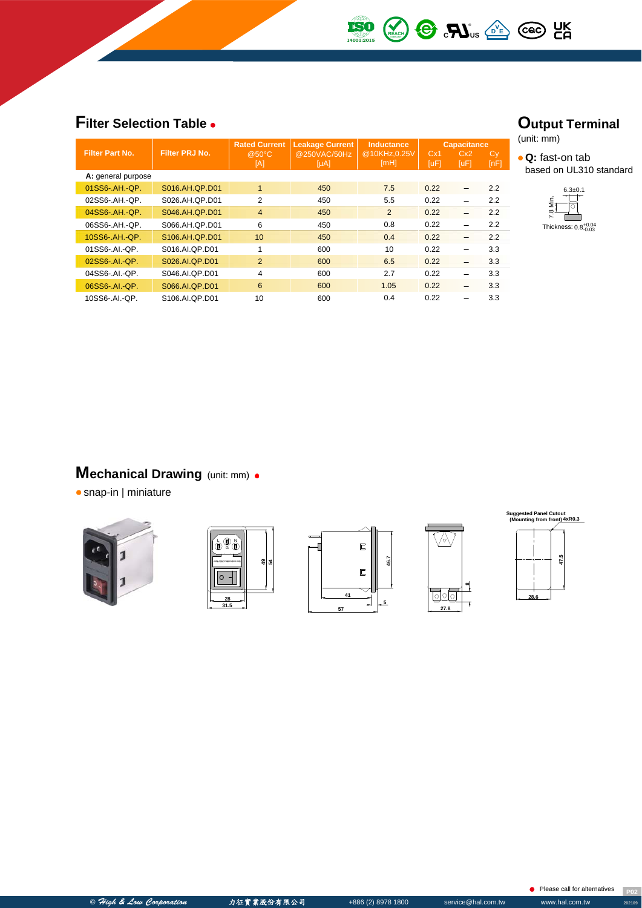## Filter Selection Table

| Filter Part No. | Filter PRJ No. | Rated Current @50°C [A] | Leakage Current @250VAC/50Hz [μA] | Inductance @10KHz,0.25V [mH] | Capacitance Cx1 [uF] | Cx2 [uF] | Cy [nF] |
|---|---|---|---|---|---|---|---|
| **A:** general purpose | | | | | | | |
| 01SS6-.AH.-QP. | S016.AH.QP.D01 | 1 | 450 | 7.5 | 0.22 | – | 2.2 |
| 02SS6-.AH.-QP. | S026.AH.QP.D01 | 2 | 450 | 5.5 | 0.22 | – | 2.2 |
| 04SS6-.AH.-QP. | S046.AH.QP.D01 | 4 | 450 | 2 | 0.22 | – | 2.2 |
| 06SS6-.AH.-QP. | S066.AH.QP.D01 | 6 | 450 | 0.8 | 0.22 | – | 2.2 |
| 10SS6-.AH.-QP. | S106.AH.QP.D01 | 10 | 450 | 0.4 | 0.22 | – | 2.2 |
| 01SS6-.AI.-QP. | S016.AI.QP.D01 | 1 | 600 | 10 | 0.22 | – | 3.3 |
| 02SS6-.AI.-QP. | S026.AI.QP.D01 | 2 | 600 | 6.5 | 0.22 | – | 3.3 |
| 04SS6-.AI.-QP. | S046.AI.QP.D01 | 4 | 600 | 2.7 | 0.22 | – | 3.3 |
| 06SS6-.AI.-QP. | S066.AI.QP.D01 | 6 | 600 | 1.05 | 0.22 | – | 3.3 |
| 10SS6-.AI.-QP. | S106.AI.QP.D01 | 10 | 600 | 0.4 | 0.22 | – | 3.3 |

## Output Terminal

(unit: mm)

- **Q:** fast-on tab based on UL310 standard

6.3±0.1

7.8 Min.

Thickness: $0.8^{+0.04}_{-0.03}$

## Mechanical Drawing (unit: mm)

- snap-in | miniature

49
54
28
31.5
46.7
41
57
5
8
27.8

Suggested Panel Cutout (Mounting from front) 4xR0.3

47.5
28.6

Please call for alternatives

© High & Low Corporation 力征實業股份有限公司 +886 (2) 8978 1800 service@hal.com.tw www.hal.com.tw